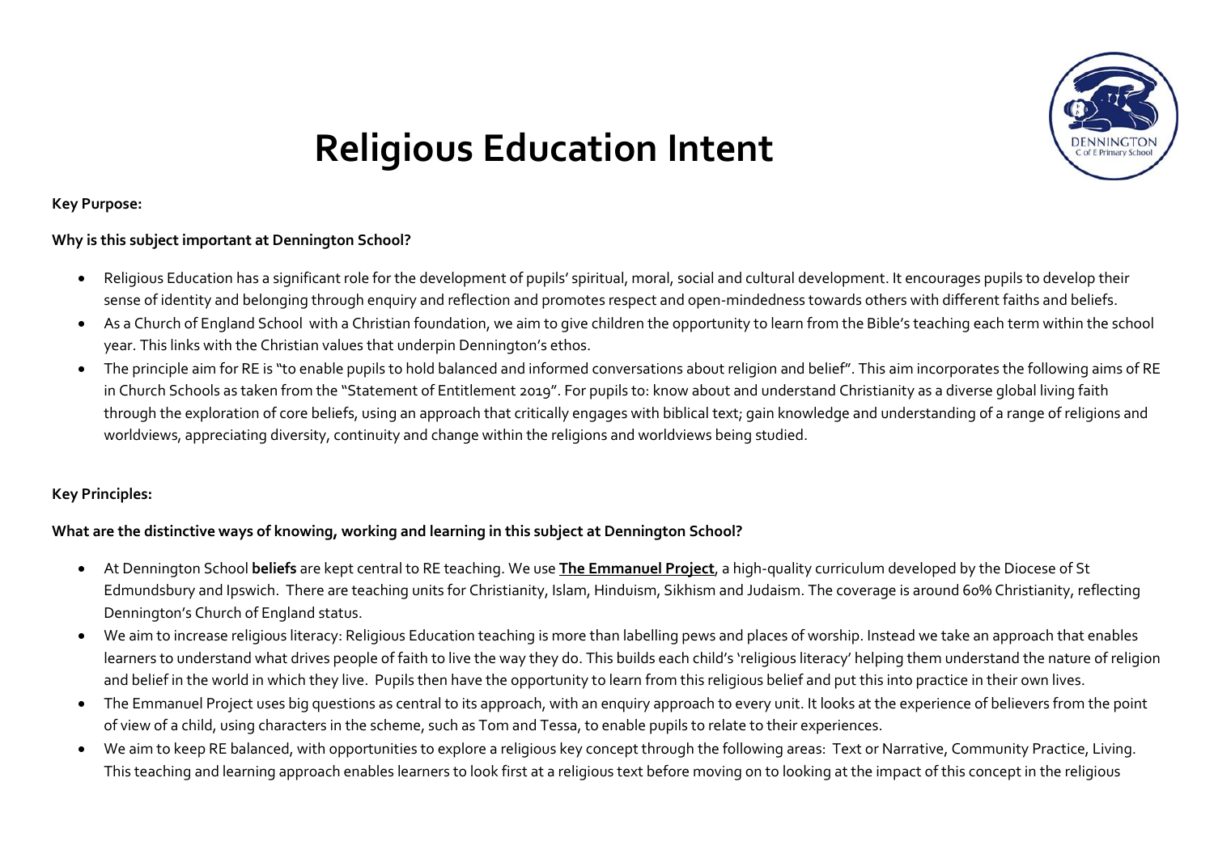# Religious Education Intent

**Key Purpose:**

**Why is this subject important at Dennington School?**

- Religious Education has a significant role for the development of pupils' spiritual, moral, social and cultural development. It encourages pupils to develop their sense of identity and belonging through enquiry and reflection and promotes respect and open-mindedness towards others with different faiths and beliefs.
- As a Church of England School with a Christian foundation, we aim to give children the opportunity to learn from the Bible's teaching each term within the school year. This links with the Christian values that underpin Dennington's ethos.
- The principle aim for RE is "to enable pupils to hold balanced and informed conversations about religion and belief". This aim incorporates the following aims of RE in Church Schools as taken from the "Statement of Entitlement 2019". For pupils to: know about and understand Christianity as a diverse global living faith through the exploration of core beliefs, using an approach that critically engages with biblical text; gain knowledge and understanding of a range of religions and worldviews, appreciating diversity, continuity and change within the religions and worldviews being studied.

**Key Principles:**

**What are the distinctive ways of knowing, working and learning in this subject at Dennington School?**

- At Dennington School **beliefs** are kept central to RE teaching. We use **The Emmanuel Project**, a high-quality curriculum developed by the Diocese of St Edmundsbury and Ipswich. There are teaching units for Christianity, Islam, Hinduism, Sikhism and Judaism. The coverage is around 60% Christianity, reflecting Dennington's Church of England status.
- We aim to increase religious literacy: Religious Education teaching is more than labelling pews and places of worship. Instead we take an approach that enables learners to understand what drives people of faith to live the way they do. This builds each child's 'religious literacy' helping them understand the nature of religion and belief in the world in which they live. Pupils then have the opportunity to learn from this religious belief and put this into practice in their own lives.
- The Emmanuel Project uses big questions as central to its approach, with an enquiry approach to every unit. It looks at the experience of believers from the point of view of a child, using characters in the scheme, such as Tom and Tessa, to enable pupils to relate to their experiences.
- We aim to keep RE balanced, with opportunities to explore a religious key concept through the following areas: Text or Narrative, Community Practice, Living. This teaching and learning approach enables learners to look first at a religious text before moving on to looking at the impact of this concept in the religious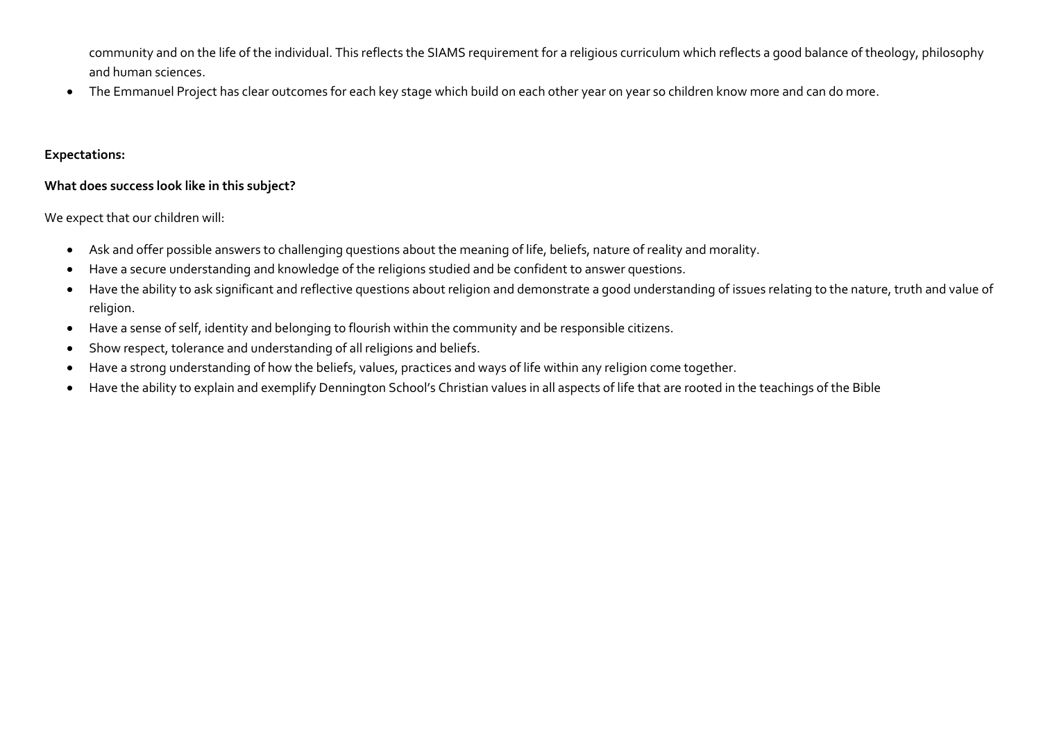community and on the life of the individual. This reflects the SIAMS requirement for a religious curriculum which reflects a good balance of theology, philosophy and human sciences.

- The Emmanuel Project has clear outcomes for each key stage which build on each other year on year so children know more and can do more.

**Expectations:**

**What does success look like in this subject?**

We expect that our children will:

- Ask and offer possible answers to challenging questions about the meaning of life, beliefs, nature of reality and morality.
- Have a secure understanding and knowledge of the religions studied and be confident to answer questions.
- Have the ability to ask significant and reflective questions about religion and demonstrate a good understanding of issues relating to the nature, truth and value of religion.
- Have a sense of self, identity and belonging to flourish within the community and be responsible citizens.
- Show respect, tolerance and understanding of all religions and beliefs.
- Have a strong understanding of how the beliefs, values, practices and ways of life within any religion come together.
- Have the ability to explain and exemplify Dennington School's Christian values in all aspects of life that are rooted in the teachings of the Bible